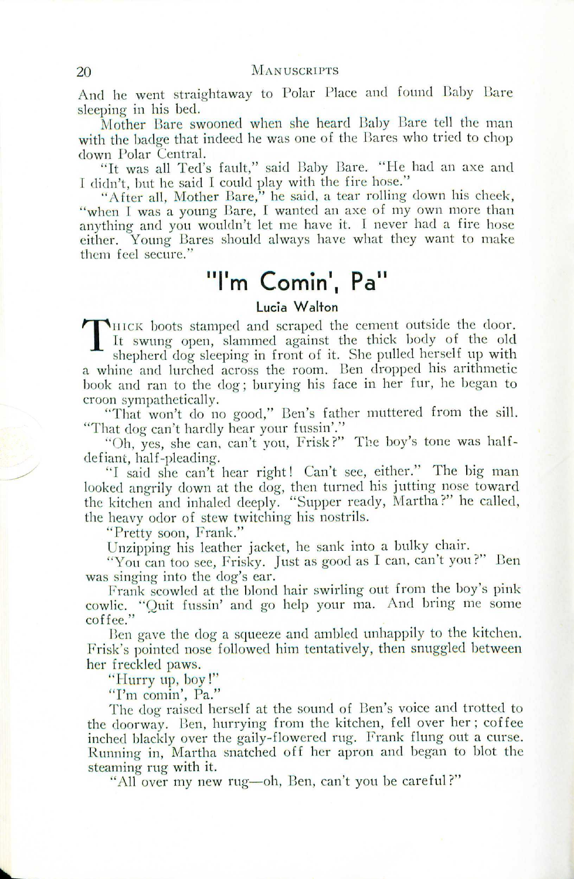And he went straightaway to Polar Place and found Baby Bare sleeping in his bed.

Mother Bare swooned when she heard Baby Bare tell the man with the badge that indeed he was one of the Bares who tried to chop down Polar Central.

"It was all Ted's fault," said Baby Bare. "He had an axe and I didn't, but he said I could play with the fire hose."

"After all, Mother Bare," he said, a tear rolling down his cheek, "when I was a young Bare, I wanted an axe of my own more than anything and you wouldn't let me have it. I never had a fire hose either. Young Bares should always have what they want to make them feel secure."

## "I'm Comin', Pa"

### Lucia Walton

THICK boots stamped and scraped the cement outside the door. It swung open, slammed against the thick body of the old shepherd dog sleeping in front of it. She pulled herself up with a whine and lurched across the room. Ben dropped his arithmetic book and ran to the dog; burying his face in her fur, he began to croon sympathetically.

"That won't do no good," Ben's father muttered from the sill. "That dog can't hardly hear your fussin'."

"Oh, yes, she can, can't you, Frisk?" The boy's tone was half-defiant, half-pleading.

"I said she can't hear right! Can't see, either." The big man looked angrily down at the dog, then turned his jutting nose toward the kitchen and inhaled deeply. "Supper ready, Martha?" he called, the heavy odor of stew twitching his nostrils.

"Pretty soon, Frank."

Unzipping his leather jacket, he sank into a bulky chair.

"You can too see, Frisky. Just as good as I can, can't you?" Ben was singing into the dog's ear.

Frank scowled at the blond hair swirling out from the boy's pink cowlic. "Quit fussin' and go help your ma. And bring me some coffee."

Ben gave the dog a squeeze and ambled unhappily to the kitchen. Frisk's pointed nose followed him tentatively, then snuggled between her freckled paws.

"Hurry up, boy!"

"I'm comin', Pa."

The dog raised herself at the sound of Ben's voice and trotted to the doorway. Ben, hurrying from the kitchen, fell over her; coffee inched blackly over the gaily-flowered rug. Frank flung out a curse. Running in, Martha snatched off her apron and began to blot the steaming rug with it.

"All over my new rug—oh, Ben, can't you be careful?"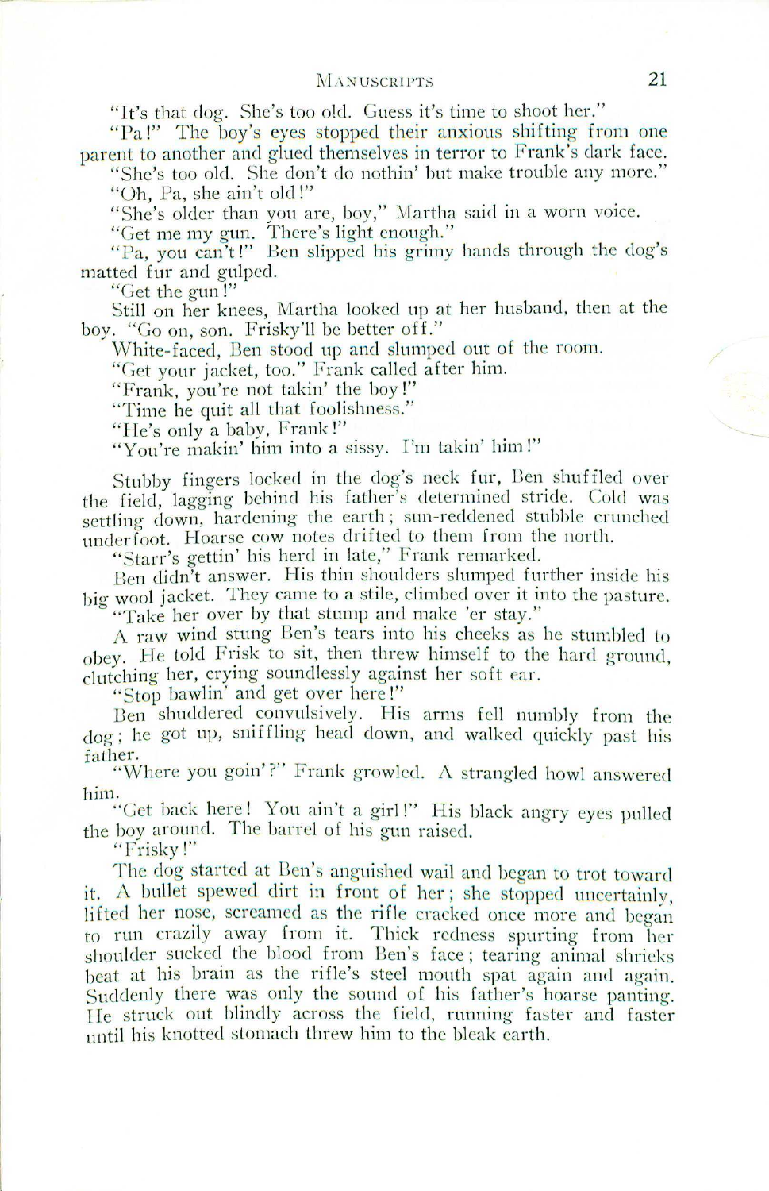"It's that dog. She's too old. Guess it's time to shoot her."

"Pa!" The boy's eyes stopped their anxious shifting from one parent to another and glued themselves in terror to Frank's dark face.

"She's too old. She don't do nothin' but make trouble any more."

"Oh, Pa, she ain't old!"

"She's older than you are, boy," Martha said in a worn voice.

"Get me my gun. There's light enough."

"Pa, you can't!" Ben slipped his grimy hands through the dog's matted fur and gulped.

"Get the gun!"

Still on her knees, Martha looked up at her husband, then at the boy. "Go on, son. Frisky'll be better off."

White-faced, Ben stood up and slumped out of the room.

"Get your jacket, too." Frank called after him.

"Frank, you're not takin' the boy!"

"Time he quit all that foolishness."

"He's only a baby, Frank!"

"You're makin' him into a sissy. I'm takin' him!"

Stubby fingers locked in the dog's neck fur, Ben shuffled over the field, lagging behind his father's determined stride. Cold was settling down, hardening the earth; sun-reddened stubble crunched underfoot. Hoarse cow notes drifted to them from the north.

"Starr's gettin' his herd in late," Frank remarked.

Ben didn't answer. His thin shoulders slumped further inside his big wool jacket. They came to a stile, climbed over it into the pasture.

"Take her over by that stump and make 'er stay."

A raw wind stung Ben's tears into his cheeks as he stumbled to obey. He told Frisk to sit, then threw himself to the hard ground, clutching her, crying soundlessly against her soft ear.

"Stop bawlin' and get over here!"

Ben shuddered convulsively. His arms fell numbly from the dog; he got up, sniffling head down, and walked quickly past his father.

"Where you goin'?" Frank growled. A strangled howl answered him.

"Get back here! You ain't a girl!" His black angry eyes pulled the boy around. The barrel of his gun raised.

"Frisky!"

The dog started at Ben's anguished wail and began to trot toward it. A bullet spewed dirt in front of her; she stopped uncertainly, lifted her nose, screamed as the rifle cracked once more and began to run crazily away from it. Thick redness spurting from her shoulder sucked the blood from Ben's face; tearing animal shrieks beat at his brain as the rifle's steel mouth spat again and again. Suddenly there was only the sound of his father's hoarse panting. He struck out blindly across the field, running faster and faster until his knotted stomach threw him to the bleak earth.